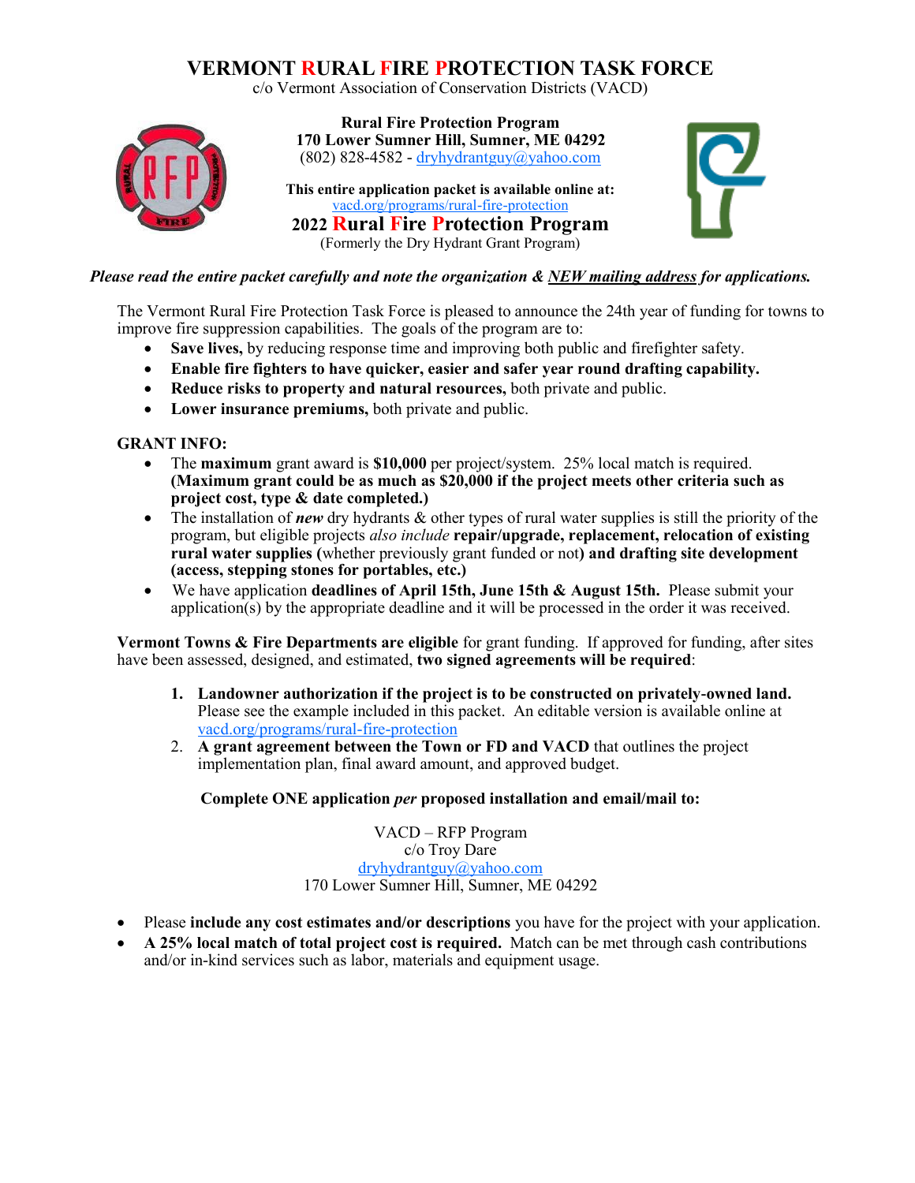# VERMONT RURAL FIRE PROTECTION TASK FORCE

c/o Vermont Association of Conservation Districts (VACD)

**Rural Fire Protection Program**
**170 Lower Sumner Hill, Sumner, ME 04292**
(802) 828-4582 - dryhydrantguy@yahoo.com

**This entire application packet is available online at:**
vacd.org/programs/rural-fire-protection

## 2022 Rural Fire Protection Program

(Formerly the Dry Hydrant Grant Program)

***Please read the entire packet carefully and note the organization & NEW mailing address for applications.***

The Vermont Rural Fire Protection Task Force is pleased to announce the 24th year of funding for towns to improve fire suppression capabilities. The goals of the program are to:

- **Save lives,** by reducing response time and improving both public and firefighter safety.
- **Enable fire fighters to have quicker, easier and safer year round drafting capability.**
- **Reduce risks to property and natural resources,** both private and public.
- **Lower insurance premiums,** both private and public.

**GRANT INFO:**

- The **maximum** grant award is **$10,000** per project/system. 25% local match is required. **(Maximum grant could be as much as $20,000 if the project meets other criteria such as project cost, type & date completed.)**
- The installation of ***new*** dry hydrants & other types of rural water supplies is still the priority of the program, but eligible projects *also include* **repair/upgrade, replacement, relocation of existing rural water supplies (**whether previously grant funded or not**) and drafting site development (access, stepping stones for portables, etc.)**
- We have application **deadlines of April 15th, June 15th & August 15th.** Please submit your application(s) by the appropriate deadline and it will be processed in the order it was received.

**Vermont Towns & Fire Departments are eligible** for grant funding. If approved for funding, after sites have been assessed, designed, and estimated, **two signed agreements will be required**:

1. **Landowner authorization if the project is to be constructed on privately-owned land.** Please see the example included in this packet. An editable version is available online at vacd.org/programs/rural-fire-protection
2. **A grant agreement between the Town or FD and VACD** that outlines the project implementation plan, final award amount, and approved budget.

**Complete ONE application *per* proposed installation and email/mail to:**

VACD – RFP Program
c/o Troy Dare
dryhydrantguy@yahoo.com
170 Lower Sumner Hill, Sumner, ME 04292

- Please **include any cost estimates and/or descriptions** you have for the project with your application.
- **A 25% local match of total project cost is required.** Match can be met through cash contributions and/or in-kind services such as labor, materials and equipment usage.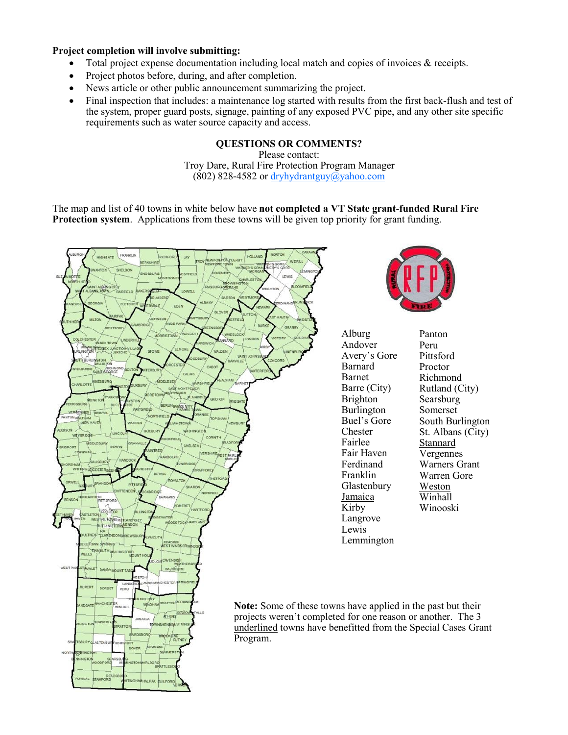**Project completion will involve submitting:**

- Total project expense documentation including local match and copies of invoices & receipts.
- Project photos before, during, and after completion.
- News article or other public announcement summarizing the project.
- Final inspection that includes: a maintenance log started with results from the first back-flush and test of the system, proper guard posts, signage, painting of any exposed PVC pipe, and any other site specific requirements such as water source capacity and access.

**QUESTIONS OR COMMENTS?**

Please contact:
Troy Dare, Rural Fire Protection Program Manager
(802) 828-4582 or dryhydrantguy@yahoo.com

The map and list of 40 towns in white below have **not completed a VT State grant-funded Rural Fire Protection system**. Applications from these towns will be given top priority for grant funding.

Alburg
Andover
Avery's Gore
Barnard
Barnet
Barre (City)
Brighton
Burlington
Buel's Gore
Chester
Fairlee
Fair Haven
Ferdinand
Franklin
Glastenbury
Jamaica
Kirby
Langrove
Lewis
Lemmington
Panton
Peru
Pittsford
Proctor
Richmond
Rutland (City)
Searsburg
Somerset
South Burlington
St. Albans (City)
Stannard
Vergennes
Warners Grant
Warren Gore
Weston
Winhall
Winooski

**Note:** Some of these towns have applied in the past but their projects weren't completed for one reason or another. The 3 underlined towns have benefitted from the Special Cases Grant Program.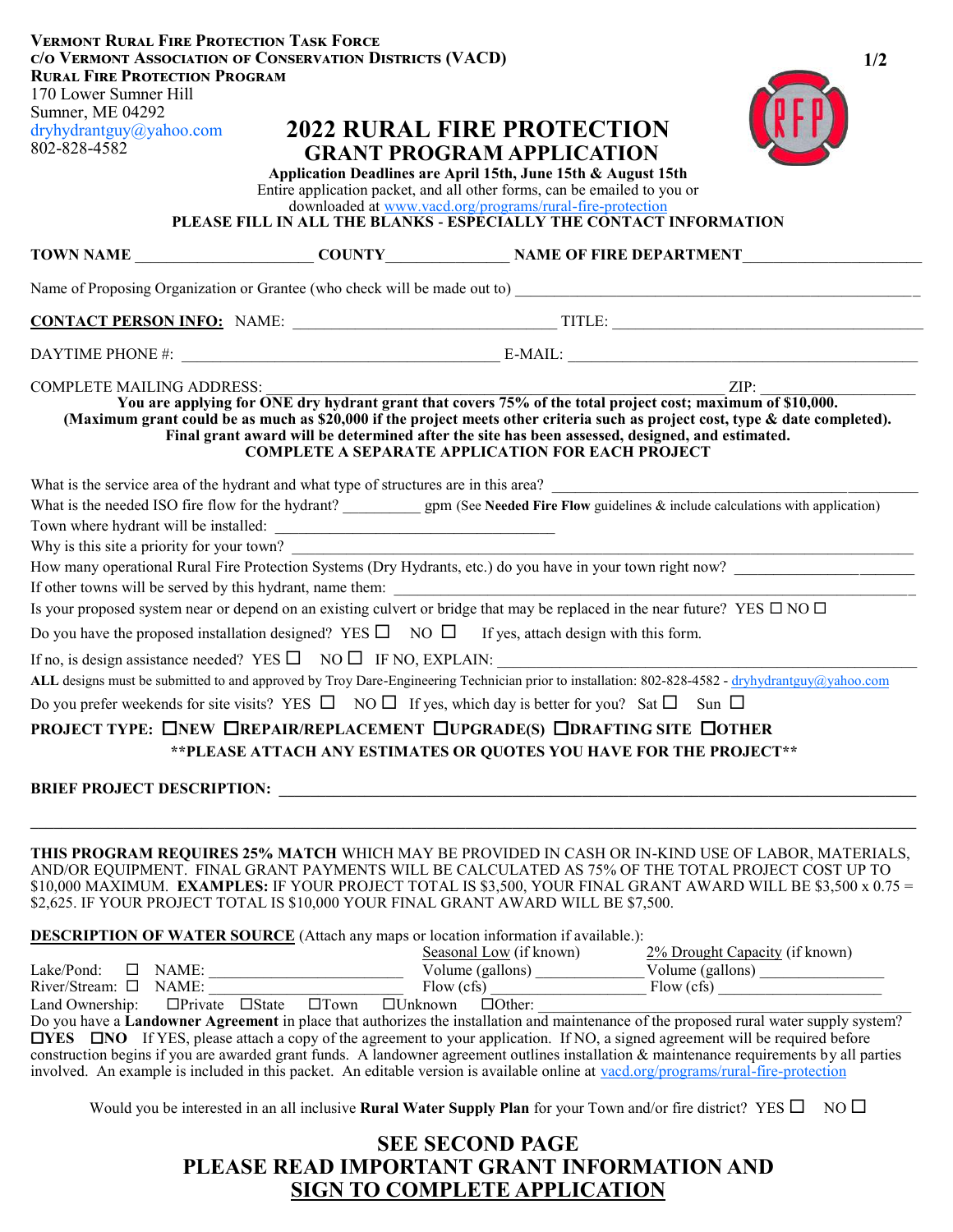**VERMONT RURAL FIRE PROTECTION TASK FORCE**
**C/O VERMONT ASSOCIATION OF CONSERVATION DISTRICTS (VACD)**
**RURAL FIRE PROTECTION PROGRAM**
170 Lower Sumner Hill
Sumner, ME 04292
dryhydrantguy@yahoo.com
802-828-4582

# 2022 RURAL FIRE PROTECTION GRANT PROGRAM APPLICATION

**Application Deadlines are April 15th, June 15th & August 15th**
Entire application packet, and all other forms, can be emailed to you or downloaded at www.vacd.org/programs/rural-fire-protection
**PLEASE FILL IN ALL THE BLANKS - ESPECIALLY THE CONTACT INFORMATION**

**TOWN NAME** ____________________ **COUNTY** ______________ **NAME OF FIRE DEPARTMENT** ____________________

Name of Proposing Organization or Grantee (who check will be made out to) ______________________________

**CONTACT PERSON INFO:** NAME: ______________________________ TITLE: ______________________________

DAYTIME PHONE #: ______________________________ E-MAIL: ______________________________

COMPLETE MAILING ADDRESS: ______________________________ ZIP: ______________

**You are applying for ONE dry hydrant grant that covers 75% of the total project cost; maximum of $10,000. (Maximum grant could be as much as $20,000 if the project meets other criteria such as project cost, type & date completed). Final grant award will be determined after the site has been assessed, designed, and estimated. COMPLETE A SEPARATE APPLICATION FOR EACH PROJECT**

What is the service area of the hydrant and what type of structures are in this area? ______________________________

What is the needed ISO fire flow for the hydrant? __________ gpm (See **Needed Fire Flow** guidelines & include calculations with application)

Town where hydrant will be installed: ______________________________

Why is this site a priority for your town? ______________________________

How many operational Rural Fire Protection Systems (Dry Hydrants, etc.) do you have in your town right now? ______________

If other towns will be served by this hydrant, name them: ______________________________

Is your proposed system near or depend on an existing culvert or bridge that may be replaced in the near future? YES ☐ NO ☐

Do you have the proposed installation designed? YES ☐ NO ☐ If yes, attach design with this form.

If no, is design assistance needed? YES ☐ NO ☐ IF NO, EXPLAIN: ______________________________

**ALL** designs must be submitted to and approved by Troy Dare-Engineering Technician prior to installation: 802-828-4582 - dryhydrantguy@yahoo.com

Do you prefer weekends for site visits? YES ☐ NO ☐ If yes, which day is better for you? Sat ☐ Sun ☐

**PROJECT TYPE:** ☐**NEW** ☐**REPAIR/REPLACEMENT** ☐**UPGRADE(S)** ☐**DRAFTING SITE** ☐**OTHER**

**\*\*PLEASE ATTACH ANY ESTIMATES OR QUOTES YOU HAVE FOR THE PROJECT\*\***

**BRIEF PROJECT DESCRIPTION:** ______________________________

______________________________

**THIS PROGRAM REQUIRES 25% MATCH** WHICH MAY BE PROVIDED IN CASH OR IN-KIND USE OF LABOR, MATERIALS, AND/OR EQUIPMENT. FINAL GRANT PAYMENTS WILL BE CALCULATED AS 75% OF THE TOTAL PROJECT COST UP TO $10,000 MAXIMUM. **EXAMPLES:** IF YOUR PROJECT TOTAL IS $3,500, YOUR FINAL GRANT AWARD WILL BE $3,500 x 0.75 = $2,625. IF YOUR PROJECT TOTAL IS $10,000 YOUR FINAL GRANT AWARD WILL BE $7,500.

**DESCRIPTION OF WATER SOURCE** (Attach any maps or location information if available.):

| | | Seasonal Low (if known) | 2% Drought Capacity (if known) |
|---|---|---|---|
| Lake/Pond: ☐ | NAME: ______________ | Volume (gallons) ______________ | Volume (gallons) ______________ |
| River/Stream: ☐ | NAME: ______________ | Flow (cfs) ______________ | Flow (cfs) ______________ |

Land Ownership: ☐Private ☐State ☐Town ☐Unknown ☐Other: ______________________________

Do you have a **Landowner Agreement** in place that authorizes the installation and maintenance of the proposed rural water supply system? ☐**YES** ☐**NO** If YES, please attach a copy of the agreement to your application. If NO, a signed agreement will be required before construction begins if you are awarded grant funds. A landowner agreement outlines installation & maintenance requirements by all parties involved. An example is included in this packet. An editable version is available online at vacd.org/programs/rural-fire-protection

Would you be interested in an all inclusive **Rural Water Supply Plan** for your Town and/or fire district? YES ☐ NO ☐

**SEE SECOND PAGE**
**PLEASE READ IMPORTANT GRANT INFORMATION AND**
**SIGN TO COMPLETE APPLICATION**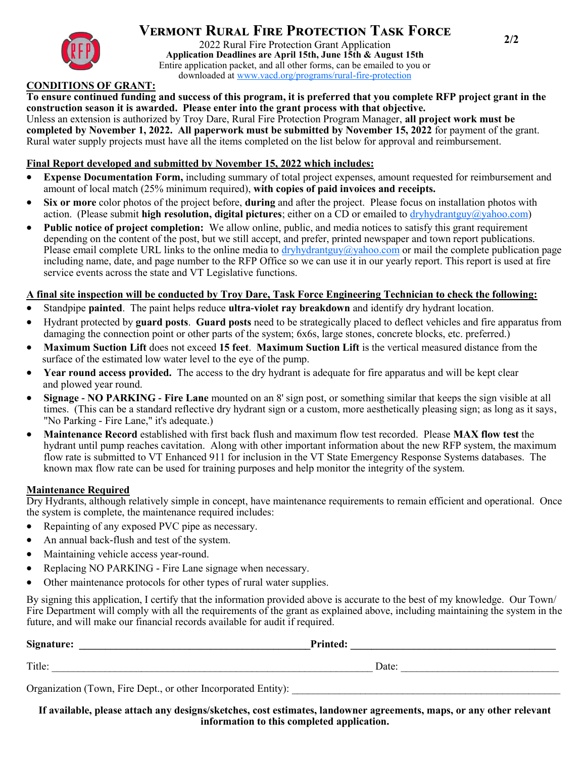# Vermont Rural Fire Protection Task Force

2022 Rural Fire Protection Grant Application

**Application Deadlines are April 15th, June 15th & August 15th**

Entire application packet, and all other forms, can be emailed to you or downloaded at www.vacd.org/programs/rural-fire-protection

## CONDITIONS OF GRANT:

**To ensure continued funding and success of this program, it is preferred that you complete RFP project grant in the construction season it is awarded. Please enter into the grant process with that objective.**

Unless an extension is authorized by Troy Dare, Rural Fire Protection Program Manager, **all project work must be completed by November 1, 2022. All paperwork must be submitted by November 15, 2022** for payment of the grant. Rural water supply projects must have all the items completed on the list below for approval and reimbursement.

**Final Report developed and submitted by November 15, 2022 which includes:**

- **Expense Documentation Form,** including summary of total project expenses, amount requested for reimbursement and amount of local match (25% minimum required), **with copies of paid invoices and receipts.**
- **Six or more** color photos of the project before, **during** and after the project. Please focus on installation photos with action. (Please submit **high resolution, digital pictures**; either on a CD or emailed to dryhydrantguy@yahoo.com)
- **Public notice of project completion:** We allow online, public, and media notices to satisfy this grant requirement depending on the content of the post, but we still accept, and prefer, printed newspaper and town report publications. Please email complete URL links to the online media to dryhydrantguy@yahoo.com or mail the complete publication page including name, date, and page number to the RFP Office so we can use it in our yearly report. This report is used at fire service events across the state and VT Legislative functions.

**A final site inspection will be conducted by Troy Dare, Task Force Engineering Technician to check the following:**

- Standpipe **painted**. The paint helps reduce **ultra-violet ray breakdown** and identify dry hydrant location.
- Hydrant protected by **guard posts**. **Guard posts** need to be strategically placed to deflect vehicles and fire apparatus from damaging the connection point or other parts of the system; 6x6s, large stones, concrete blocks, etc. preferred.)
- **Maximum Suction Lift** does not exceed **15 feet**. **Maximum Suction Lift** is the vertical measured distance from the surface of the estimated low water level to the eye of the pump.
- **Year round access provided.** The access to the dry hydrant is adequate for fire apparatus and will be kept clear and plowed year round.
- **Signage - NO PARKING - Fire Lane** mounted on an 8' sign post, or something similar that keeps the sign visible at all times. (This can be a standard reflective dry hydrant sign or a custom, more aesthetically pleasing sign; as long as it says, "No Parking - Fire Lane," it's adequate.)
- **Maintenance Record** established with first back flush and maximum flow test recorded. Please **MAX flow test** the hydrant until pump reaches cavitation. Along with other important information about the new RFP system, the maximum flow rate is submitted to VT Enhanced 911 for inclusion in the VT State Emergency Response Systems databases. The known max flow rate can be used for training purposes and help monitor the integrity of the system.

**Maintenance Required**

Dry Hydrants, although relatively simple in concept, have maintenance requirements to remain efficient and operational. Once the system is complete, the maintenance required includes:

- Repainting of any exposed PVC pipe as necessary.
- An annual back-flush and test of the system.
- Maintaining vehicle access year-round.
- Replacing NO PARKING - Fire Lane signage when necessary.
- Other maintenance protocols for other types of rural water supplies.

By signing this application, I certify that the information provided above is accurate to the best of my knowledge. Our Town/ Fire Department will comply with all the requirements of the grant as explained above, including maintaining the system in the future, and will make our financial records available for audit if required.

**Signature:** ______________________________ **Printed:** ______________________________

Title: ______________________________ Date: ______________________________

Organization (Town, Fire Dept., or other Incorporated Entity): ______________________________

**If available, please attach any designs/sketches, cost estimates, landowner agreements, maps, or any other relevant information to this completed application.**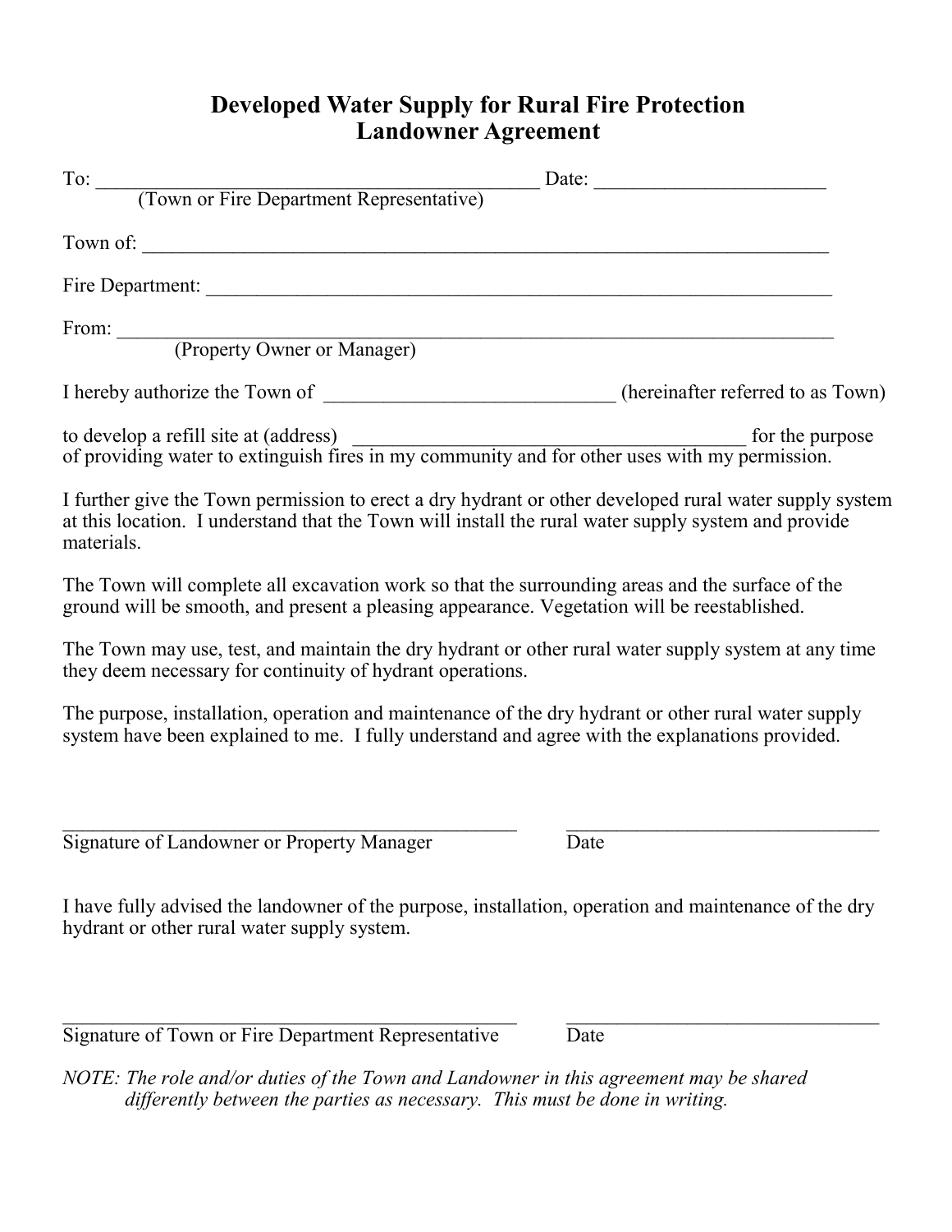# Developed Water Supply for Rural Fire Protection
# Landowner Agreement

To: ____________________________________________ Date: _______________________
(Town or Fire Department Representative)

Town of: _________________________________________________________________________

Fire Department: ___________________________________________________________________

From: _____________________________________________________________________________
(Property Owner or Manager)

I hereby authorize the Town of _____________________________ (hereinafter referred to as Town)

to develop a refill site at (address) _______________________________________ for the purpose of providing water to extinguish fires in my community and for other uses with my permission.

I further give the Town permission to erect a dry hydrant or other developed rural water supply system at this location. I understand that the Town will install the rural water supply system and provide materials.

The Town will complete all excavation work so that the surrounding areas and the surface of the ground will be smooth, and present a pleasing appearance. Vegetation will be reestablished.

The Town may use, test, and maintain the dry hydrant or other rural water supply system at any time they deem necessary for continuity of hydrant operations.

The purpose, installation, operation and maintenance of the dry hydrant or other rural water supply system have been explained to me. I fully understand and agree with the explanations provided.

_____________________________________________ _______________________________
Signature of Landowner or Property Manager Date

I have fully advised the landowner of the purpose, installation, operation and maintenance of the dry hydrant or other rural water supply system.

_____________________________________________ _______________________________
Signature of Town or Fire Department Representative Date

*NOTE: The role and/or duties of the Town and Landowner in this agreement may be shared differently between the parties as necessary. This must be done in writing.*